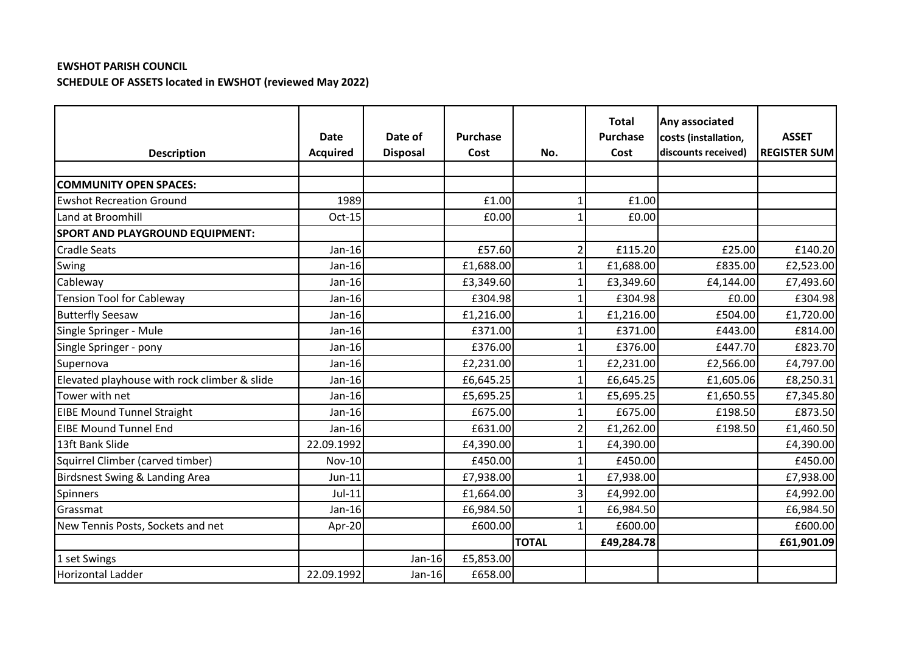**EWSHOT PARISH COUNCIL**

**SCHEDULE OF ASSETS located in EWSHOT (reviewed May 2022)**

| Description | Date Acquired | Date of Disposal | Purchase Cost | No. | Total Purchase Cost | Any associated costs (installation, discounts received) | ASSET REGISTER SUM |
|---|---|---|---|---|---|---|---|
| | | | | | | | |
| **COMMUNITY OPEN SPACES:** | | | | | | | |
| Ewshot Recreation Ground | 1989 | | £1.00 | 1 | £1.00 | | |
| Land at Broomhill | Oct-15 | | £0.00 | 1 | £0.00 | | |
| **SPORT AND PLAYGROUND EQUIPMENT:** | | | | | | | |
| Cradle Seats | Jan-16 | | £57.60 | 2 | £115.20 | £25.00 | £140.20 |
| Swing | Jan-16 | | £1,688.00 | 1 | £1,688.00 | £835.00 | £2,523.00 |
| Cableway | Jan-16 | | £3,349.60 | 1 | £3,349.60 | £4,144.00 | £7,493.60 |
| Tension Tool for Cableway | Jan-16 | | £304.98 | 1 | £304.98 | £0.00 | £304.98 |
| Butterfly Seesaw | Jan-16 | | £1,216.00 | 1 | £1,216.00 | £504.00 | £1,720.00 |
| Single Springer - Mule | Jan-16 | | £371.00 | 1 | £371.00 | £443.00 | £814.00 |
| Single Springer - pony | Jan-16 | | £376.00 | 1 | £376.00 | £447.70 | £823.70 |
| Supernova | Jan-16 | | £2,231.00 | 1 | £2,231.00 | £2,566.00 | £4,797.00 |
| Elevated playhouse with rock climber & slide | Jan-16 | | £6,645.25 | 1 | £6,645.25 | £1,605.06 | £8,250.31 |
| Tower with net | Jan-16 | | £5,695.25 | 1 | £5,695.25 | £1,650.55 | £7,345.80 |
| EIBE Mound Tunnel Straight | Jan-16 | | £675.00 | 1 | £675.00 | £198.50 | £873.50 |
| EIBE Mound Tunnel End | Jan-16 | | £631.00 | 2 | £1,262.00 | £198.50 | £1,460.50 |
| 13ft Bank Slide | 22.09.1992 | | £4,390.00 | 1 | £4,390.00 | | £4,390.00 |
| Squirrel Climber (carved timber) | Nov-10 | | £450.00 | 1 | £450.00 | | £450.00 |
| Birdsnest Swing & Landing Area | Jun-11 | | £7,938.00 | 1 | £7,938.00 | | £7,938.00 |
| Spinners | Jul-11 | | £1,664.00 | 3 | £4,992.00 | | £4,992.00 |
| Grassmat | Jan-16 | | £6,984.50 | 1 | £6,984.50 | | £6,984.50 |
| New Tennis Posts, Sockets and net | Apr-20 | | £600.00 | 1 | £600.00 | | £600.00 |
| | | | | **TOTAL** | **£49,284.78** | | **£61,901.09** |
| 1 set Swings | | Jan-16 | £5,853.00 | | | | |
| Horizontal Ladder | 22.09.1992 | Jan-16 | £658.00 | | | | |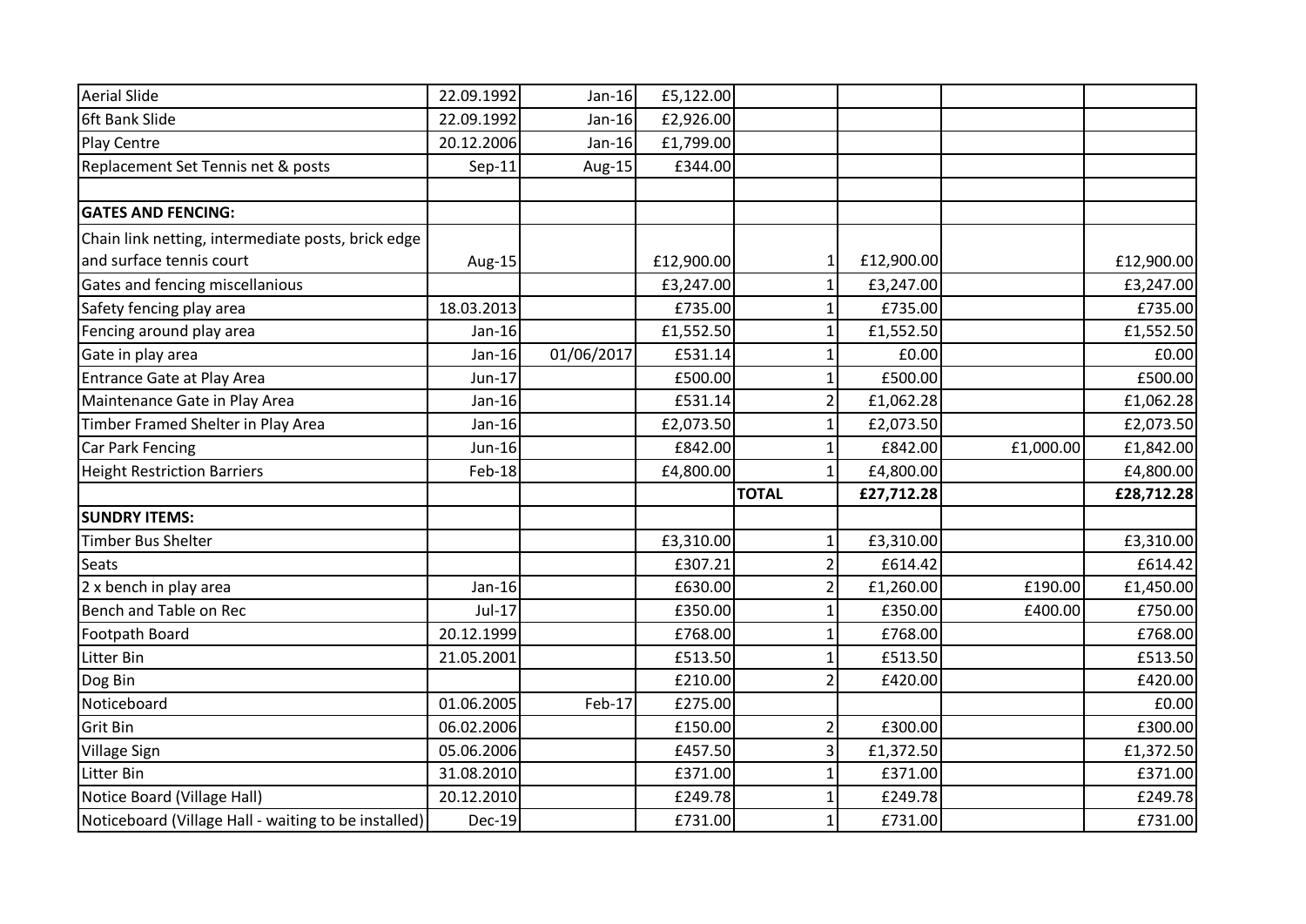| | | | | | | | |
|---|---|---|---|---|---|---|---|
| Aerial Slide | 22.09.1992 | Jan-16 | £5,122.00 | | | | |
| 6ft Bank Slide | 22.09.1992 | Jan-16 | £2,926.00 | | | | |
| Play Centre | 20.12.2006 | Jan-16 | £1,799.00 | | | | |
| Replacement Set Tennis net & posts | Sep-11 | Aug-15 | £344.00 | | | | |
| | | | | | | | |
| **GATES AND FENCING:** | | | | | | | |
| Chain link netting, intermediate posts, brick edge and surface tennis court | Aug-15 | | £12,900.00 | 1 | £12,900.00 | | £12,900.00 |
| Gates and fencing miscellanious | | | £3,247.00 | 1 | £3,247.00 | | £3,247.00 |
| Safety fencing play area | 18.03.2013 | | £735.00 | 1 | £735.00 | | £735.00 |
| Fencing around play area | Jan-16 | | £1,552.50 | 1 | £1,552.50 | | £1,552.50 |
| Gate in play area | Jan-16 | 01/06/2017 | £531.14 | 1 | £0.00 | | £0.00 |
| Entrance Gate at Play Area | Jun-17 | | £500.00 | 1 | £500.00 | | £500.00 |
| Maintenance Gate in Play Area | Jan-16 | | £531.14 | 2 | £1,062.28 | | £1,062.28 |
| Timber Framed Shelter in Play Area | Jan-16 | | £2,073.50 | 1 | £2,073.50 | | £2,073.50 |
| Car Park Fencing | Jun-16 | | £842.00 | 1 | £842.00 | £1,000.00 | £1,842.00 |
| Height Restriction Barriers | Feb-18 | | £4,800.00 | 1 | £4,800.00 | | £4,800.00 |
| | | | | **TOTAL** | **£27,712.28** | | **£28,712.28** |
| **SUNDRY ITEMS:** | | | | | | | |
| Timber Bus Shelter | | | £3,310.00 | 1 | £3,310.00 | | £3,310.00 |
| Seats | | | £307.21 | 2 | £614.42 | | £614.42 |
| 2 x bench in play area | Jan-16 | | £630.00 | 2 | £1,260.00 | £190.00 | £1,450.00 |
| Bench and Table on Rec | Jul-17 | | £350.00 | 1 | £350.00 | £400.00 | £750.00 |
| Footpath Board | 20.12.1999 | | £768.00 | 1 | £768.00 | | £768.00 |
| Litter Bin | 21.05.2001 | | £513.50 | 1 | £513.50 | | £513.50 |
| Dog Bin | | | £210.00 | 2 | £420.00 | | £420.00 |
| Noticeboard | 01.06.2005 | Feb-17 | £275.00 | | | | £0.00 |
| Grit Bin | 06.02.2006 | | £150.00 | 2 | £300.00 | | £300.00 |
| Village Sign | 05.06.2006 | | £457.50 | 3 | £1,372.50 | | £1,372.50 |
| Litter Bin | 31.08.2010 | | £371.00 | 1 | £371.00 | | £371.00 |
| Notice Board (Village Hall) | 20.12.2010 | | £249.78 | 1 | £249.78 | | £249.78 |
| Noticeboard (Village Hall - waiting to be installed) | Dec-19 | | £731.00 | 1 | £731.00 | | £731.00 |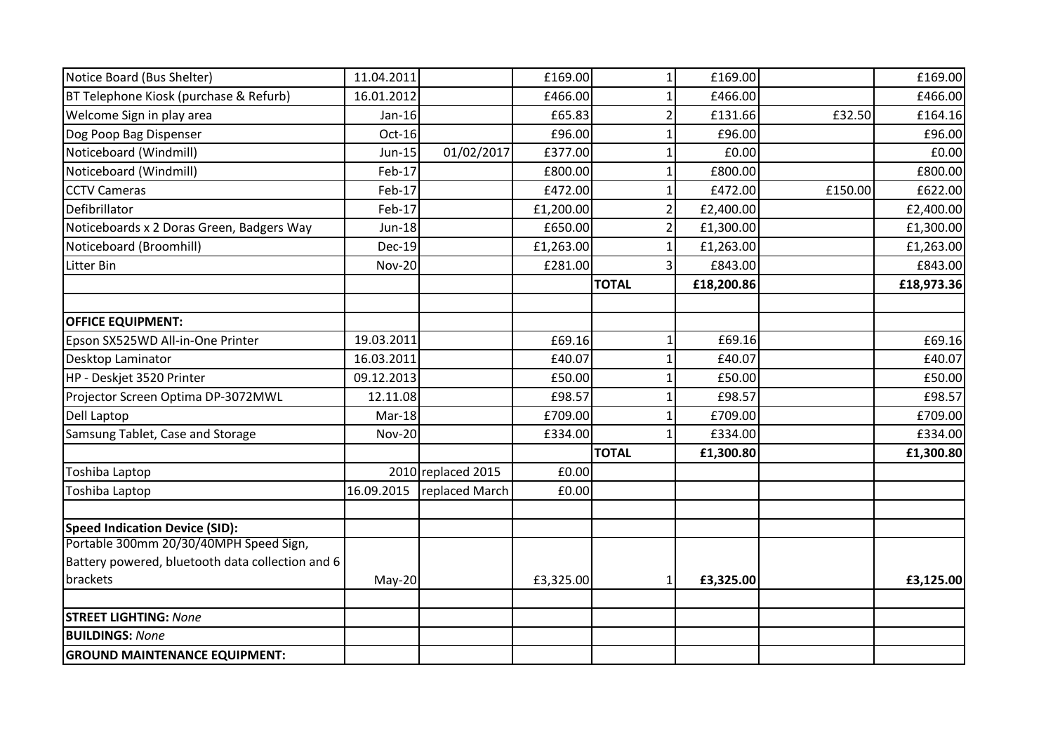| | | | | | | | |
|---|---|---|---|---|---|---|---|
| Notice Board (Bus Shelter) | 11.04.2011 | | £169.00 | 1 | £169.00 | | £169.00 |
| BT Telephone Kiosk (purchase & Refurb) | 16.01.2012 | | £466.00 | 1 | £466.00 | | £466.00 |
| Welcome Sign in play area | Jan-16 | | £65.83 | 2 | £131.66 | £32.50 | £164.16 |
| Dog Poop Bag Dispenser | Oct-16 | | £96.00 | 1 | £96.00 | | £96.00 |
| Noticeboard (Windmill) | Jun-15 | 01/02/2017 | £377.00 | 1 | £0.00 | | £0.00 |
| Noticeboard (Windmill) | Feb-17 | | £800.00 | 1 | £800.00 | | £800.00 |
| CCTV Cameras | Feb-17 | | £472.00 | 1 | £472.00 | £150.00 | £622.00 |
| Defibrillator | Feb-17 | | £1,200.00 | 2 | £2,400.00 | | £2,400.00 |
| Noticeboards x 2 Doras Green, Badgers Way | Jun-18 | | £650.00 | 2 | £1,300.00 | | £1,300.00 |
| Noticeboard (Broomhill) | Dec-19 | | £1,263.00 | 1 | £1,263.00 | | £1,263.00 |
| Litter Bin | Nov-20 | | £281.00 | 3 | £843.00 | | £843.00 |
| | | | | **TOTAL** | **£18,200.86** | | **£18,973.36** |
| | | | | | | | |
| **OFFICE EQUIPMENT:** | | | | | | | |
| Epson SX525WD All-in-One Printer | 19.03.2011 | | £69.16 | 1 | £69.16 | | £69.16 |
| Desktop Laminator | 16.03.2011 | | £40.07 | 1 | £40.07 | | £40.07 |
| HP - Deskjet 3520 Printer | 09.12.2013 | | £50.00 | 1 | £50.00 | | £50.00 |
| Projector Screen Optima DP-3072MWL | 12.11.08 | | £98.57 | 1 | £98.57 | | £98.57 |
| Dell Laptop | Mar-18 | | £709.00 | 1 | £709.00 | | £709.00 |
| Samsung Tablet, Case and Storage | Nov-20 | | £334.00 | 1 | £334.00 | | £334.00 |
| | | | | **TOTAL** | **£1,300.80** | | **£1,300.80** |
| Toshiba Laptop | 2010 | replaced 2015 | £0.00 | | | | |
| Toshiba Laptop | 16.09.2015 | replaced March | £0.00 | | | | |
| | | | | | | | |
| **Speed Indication Device (SID):** | | | | | | | |
| Portable 300mm 20/30/40MPH Speed Sign, Battery powered, bluetooth data collection and 6 brackets | May-20 | | £3,325.00 | 1 | **£3,325.00** | | **£3,125.00** |
| | | | | | | | |
| **STREET LIGHTING:** *None* | | | | | | | |
| **BUILDINGS:** *None* | | | | | | | |
| **GROUND MAINTENANCE EQUIPMENT:** | | | | | | | |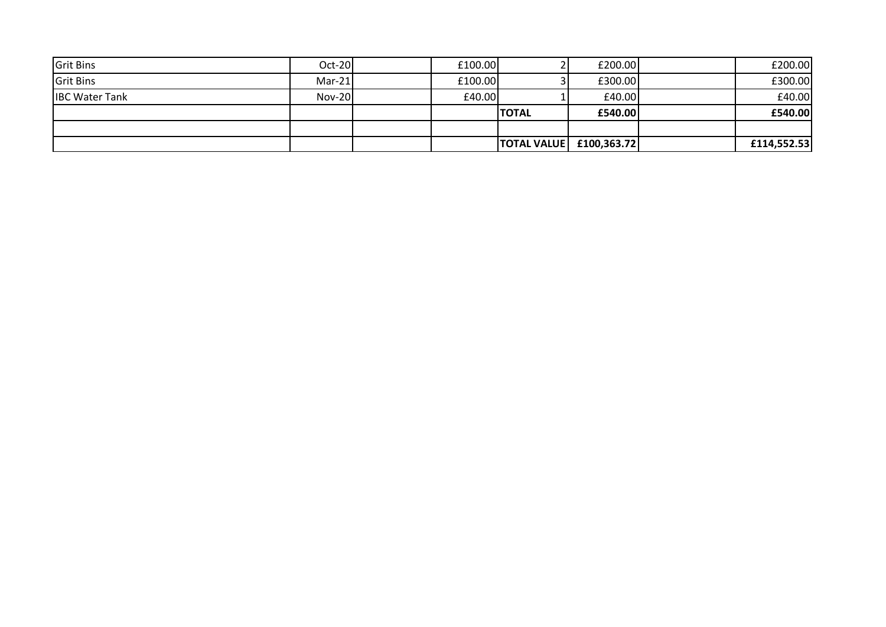| | | | | | | | |
|---|---|---|---|---|---|---|---|
| Grit Bins | Oct-20 | | £100.00 | 2 | £200.00 | | £200.00 |
| Grit Bins | Mar-21 | | £100.00 | 3 | £300.00 | | £300.00 |
| IBC Water Tank | Nov-20 | | £40.00 | 1 | £40.00 | | £40.00 |
| | | | | **TOTAL** | **£540.00** | | **£540.00** |
| | | | | | | | |
| | | | | **TOTAL VALUE** | **£100,363.72** | | **£114,552.53** |